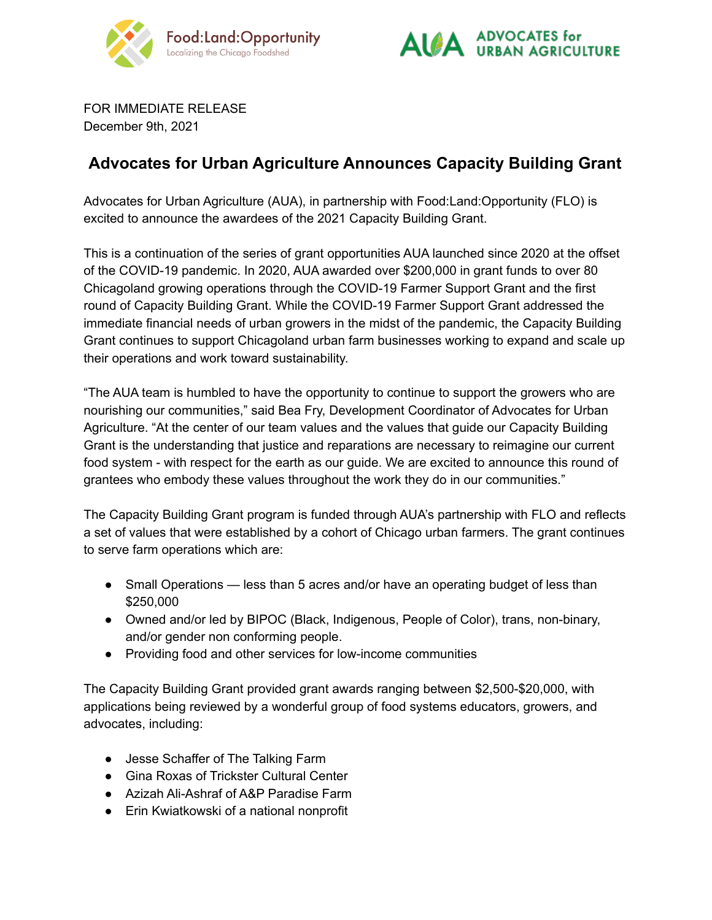Food:Land:Opportunity
Localizing the Chicago Foodshed

AUA ADVOCATES for URBAN AGRICULTURE

FOR IMMEDIATE RELEASE
December 9th, 2021

# Advocates for Urban Agriculture Announces Capacity Building Grant

Advocates for Urban Agriculture (AUA), in partnership with Food:Land:Opportunity (FLO) is excited to announce the awardees of the 2021 Capacity Building Grant.

This is a continuation of the series of grant opportunities AUA launched since 2020 at the offset of the COVID-19 pandemic. In 2020, AUA awarded over $200,000 in grant funds to over 80 Chicagoland growing operations through the COVID-19 Farmer Support Grant and the first round of Capacity Building Grant. While the COVID-19 Farmer Support Grant addressed the immediate financial needs of urban growers in the midst of the pandemic, the Capacity Building Grant continues to support Chicagoland urban farm businesses working to expand and scale up their operations and work toward sustainability.

"The AUA team is humbled to have the opportunity to continue to support the growers who are nourishing our communities," said Bea Fry, Development Coordinator of Advocates for Urban Agriculture. "At the center of our team values and the values that guide our Capacity Building Grant is the understanding that justice and reparations are necessary to reimagine our current food system - with respect for the earth as our guide. We are excited to announce this round of grantees who embody these values throughout the work they do in our communities."

The Capacity Building Grant program is funded through AUA's partnership with FLO and reflects a set of values that were established by a cohort of Chicago urban farmers. The grant continues to serve farm operations which are:

- Small Operations — less than 5 acres and/or have an operating budget of less than $250,000
- Owned and/or led by BIPOC (Black, Indigenous, People of Color), trans, non-binary, and/or gender non conforming people.
- Providing food and other services for low-income communities

The Capacity Building Grant provided grant awards ranging between $2,500-$20,000, with applications being reviewed by a wonderful group of food systems educators, growers, and advocates, including:

- Jesse Schaffer of The Talking Farm
- Gina Roxas of Trickster Cultural Center
- Azizah Ali-Ashraf of A&P Paradise Farm
- Erin Kwiatkowski of a national nonprofit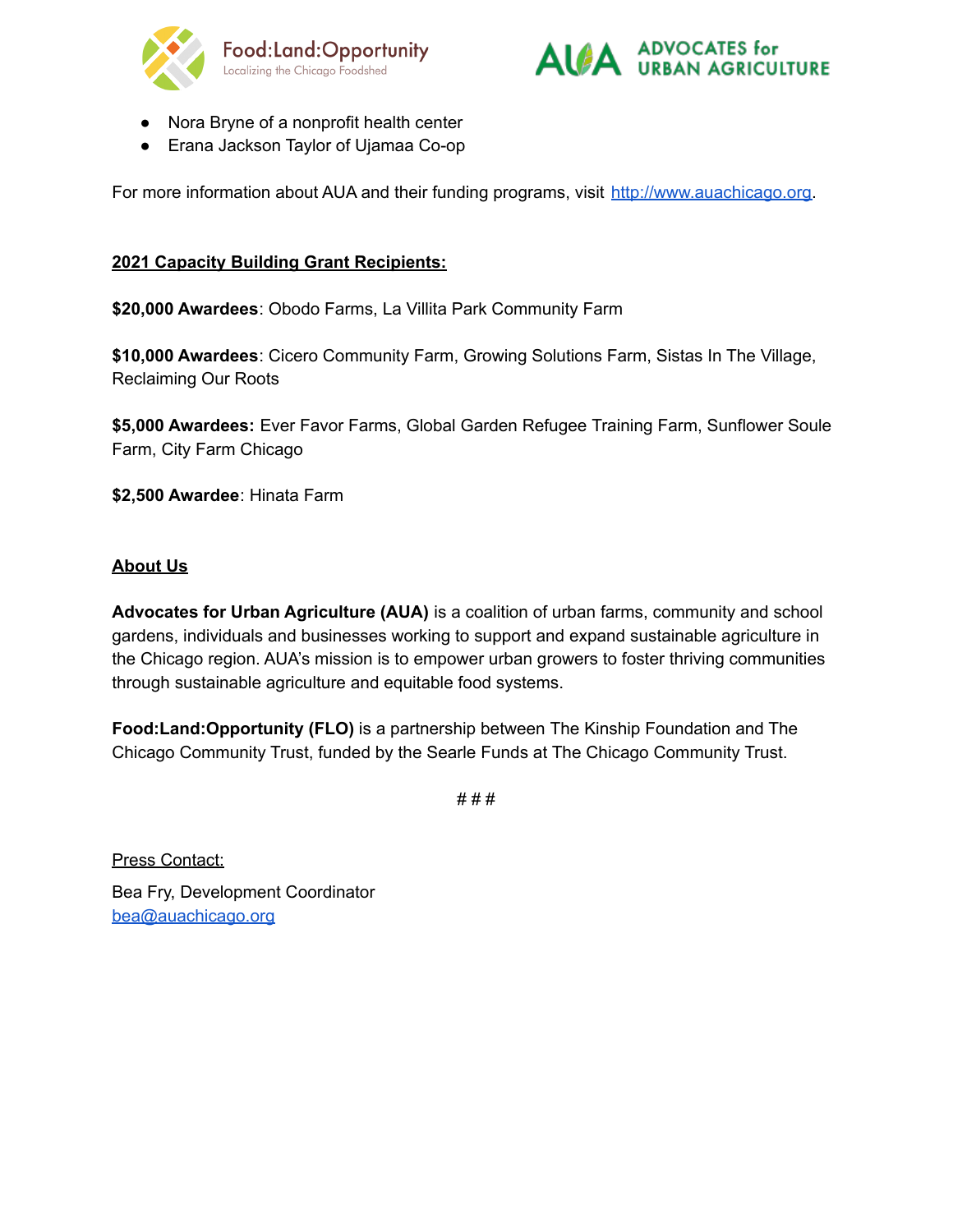- Nora Bryne of a nonprofit health center
- Erana Jackson Taylor of Ujamaa Co-op

For more information about AUA and their funding programs, visit http://www.auachicago.org.

## 2021 Capacity Building Grant Recipients:

**$20,000 Awardees**: Obodo Farms, La Villita Park Community Farm

**$10,000 Awardees**: Cicero Community Farm, Growing Solutions Farm, Sistas In The Village, Reclaiming Our Roots

**$5,000 Awardees:** Ever Favor Farms, Global Garden Refugee Training Farm, Sunflower Soule Farm, City Farm Chicago

**$2,500 Awardee**: Hinata Farm

## About Us

**Advocates for Urban Agriculture (AUA)** is a coalition of urban farms, community and school gardens, individuals and businesses working to support and expand sustainable agriculture in the Chicago region. AUA's mission is to empower urban growers to foster thriving communities through sustainable agriculture and equitable food systems.

**Food:Land:Opportunity (FLO)** is a partnership between The Kinship Foundation and The Chicago Community Trust, funded by the Searle Funds at The Chicago Community Trust.

# # #

Press Contact:

Bea Fry, Development Coordinator
bea@auachicago.org